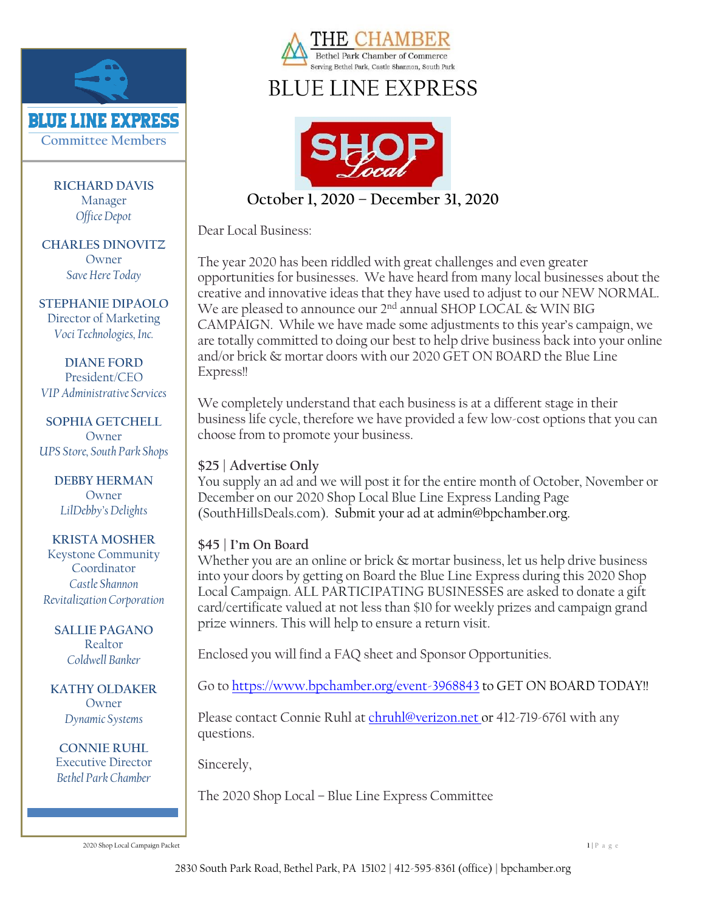THE CHAMBER
Bethel Park Chamber of Commerce
Serving Bethel Park, Castle Shannon, South Park

# BLUE LINE EXPRESS

SHOP Local

## October 1, 2020 – December 31, 2020

Dear Local Business:

The year 2020 has been riddled with great challenges and even greater opportunities for businesses. We have heard from many local businesses about the creative and innovative ideas that they have used to adjust to our NEW NORMAL. We are pleased to announce our 2nd annual SHOP LOCAL & WIN BIG CAMPAIGN. While we have made some adjustments to this year's campaign, we are totally committed to doing our best to help drive business back into your online and/or brick & mortar doors with our 2020 GET ON BOARD the Blue Line Express!!

We completely understand that each business is at a different stage in their business life cycle, therefore we have provided a few low-cost options that you can choose from to promote your business.

### $25 | Advertise Only

You supply an ad and we will post it for the entire month of October, November or December on our 2020 Shop Local Blue Line Express Landing Page (SouthHillsDeals.com). Submit your ad at admin@bpchamber.org.

### $45 | I'm On Board

Whether you are an online or brick & mortar business, let us help drive business into your doors by getting on Board the Blue Line Express during this 2020 Shop Local Campaign. ALL PARTICIPATING BUSINESSES are asked to donate a gift card/certificate valued at not less than $10 for weekly prizes and campaign grand prize winners. This will help to ensure a return visit.

Enclosed you will find a FAQ sheet and Sponsor Opportunities.

Go to https://www.bpchamber.org/event-3968843 to GET ON BOARD TODAY!!

Please contact Connie Ruhl at chruhl@verizon.net or 412-719-6761 with any questions.

Sincerely,

The 2020 Shop Local – Blue Line Express Committee

---

**BLUE LINE EXPRESS**
Committee Members

**RICHARD DAVIS**
Manager
*Office Depot*

**CHARLES DINOVITZ**
Owner
*Save Here Today*

**STEPHANIE DIPAOLO**
Director of Marketing
*Voci Technologies, Inc.*

**DIANE FORD**
President/CEO
*VIP Administrative Services*

**SOPHIA GETCHELL**
Owner
*UPS Store, South Park Shops*

**DEBBY HERMAN**
Owner
*LilDebby's Delights*

**KRISTA MOSHER**
Keystone Community Coordinator
*Castle Shannon Revitalization Corporation*

**SALLIE PAGANO**
Realtor
*Coldwell Banker*

**KATHY OLDAKER**
Owner
*Dynamic Systems*

**CONNIE RUHL**
Executive Director
*Bethel Park Chamber*

2830 South Park Road, Bethel Park, PA 15102 | 412-595-8361 (office) | bpchamber.org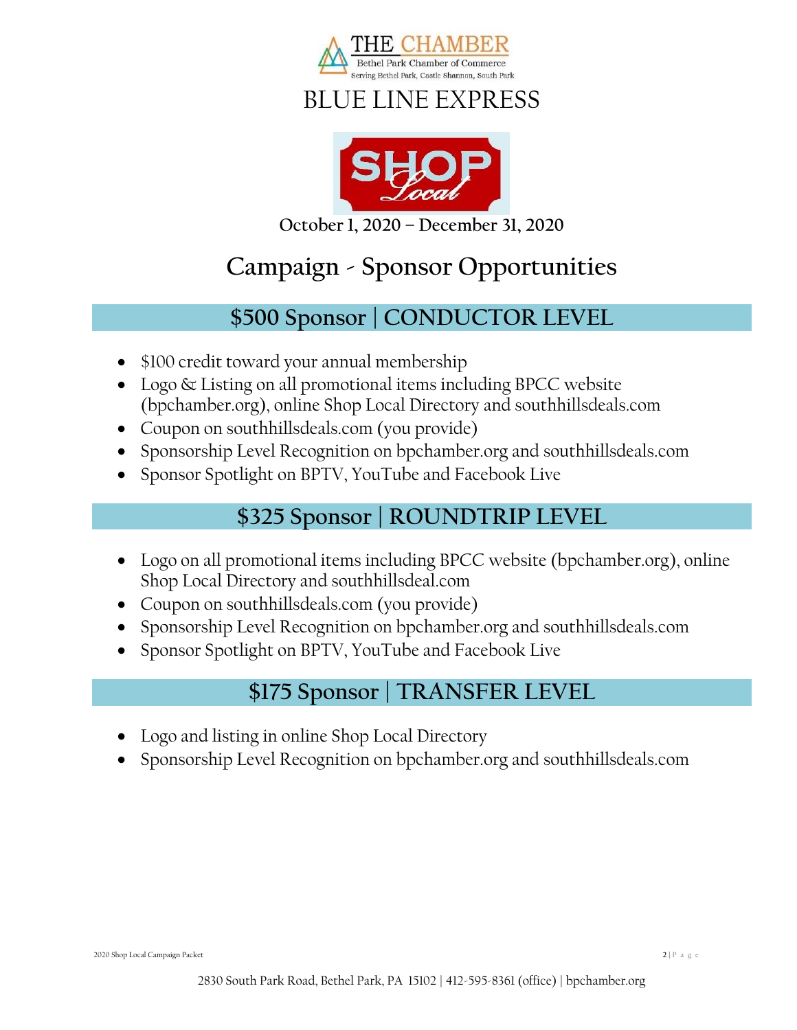THE CHAMBER
Bethel Park Chamber of Commerce
Serving Bethel Park, Castle Shannon, South Park

# BLUE LINE EXPRESS

SHOP Local

**October 1, 2020 – December 31, 2020**

# Campaign - Sponsor Opportunities

## $500 Sponsor | CONDUCTOR LEVEL

- $100 credit toward your annual membership
- Logo & Listing on all promotional items including BPCC website (bpchamber.org), online Shop Local Directory and southhillsdeals.com
- Coupon on southhillsdeals.com (you provide)
- Sponsorship Level Recognition on bpchamber.org and southhillsdeals.com
- Sponsor Spotlight on BPTV, YouTube and Facebook Live

## $325 Sponsor | ROUNDTRIP LEVEL

- Logo on all promotional items including BPCC website (bpchamber.org), online Shop Local Directory and southhillsdeal.com
- Coupon on southhillsdeals.com (you provide)
- Sponsorship Level Recognition on bpchamber.org and southhillsdeals.com
- Sponsor Spotlight on BPTV, YouTube and Facebook Live

## $175 Sponsor | TRANSFER LEVEL

- Logo and listing in online Shop Local Directory
- Sponsorship Level Recognition on bpchamber.org and southhillsdeals.com

2830 South Park Road, Bethel Park, PA 15102 | 412-595-8361 (office) | bpchamber.org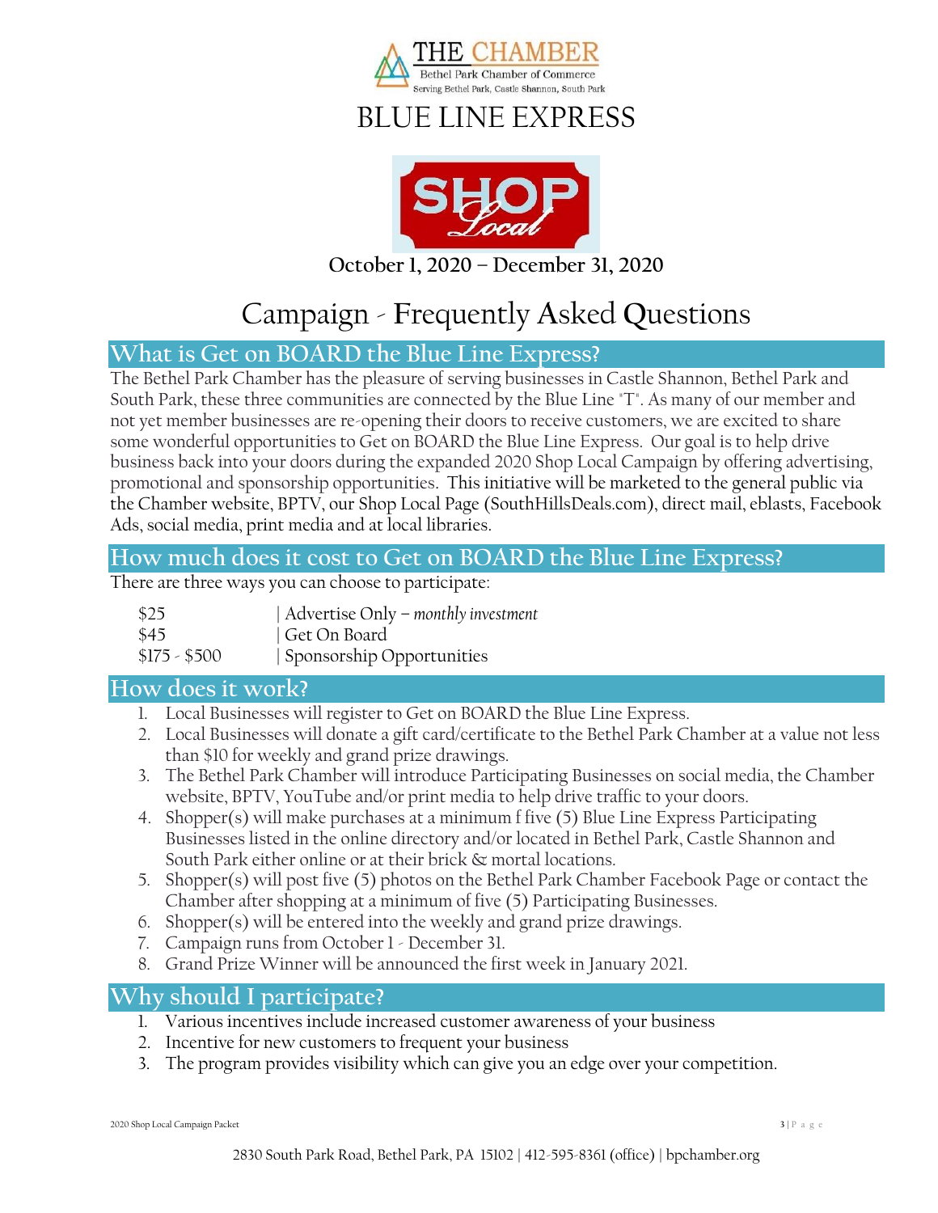THE CHAMBER
Bethel Park Chamber of Commerce
Serving Bethel Park, Castle Shannon, South Park

# BLUE LINE EXPRESS

SHOP Local

**October 1, 2020 – December 31, 2020**

# Campaign - Frequently Asked Questions

## What is Get on BOARD the Blue Line Express?

The Bethel Park Chamber has the pleasure of serving businesses in Castle Shannon, Bethel Park and South Park, these three communities are connected by the Blue Line "T". As many of our member and not yet member businesses are re-opening their doors to receive customers, we are excited to share some wonderful opportunities to Get on BOARD the Blue Line Express. Our goal is to help drive business back into your doors during the expanded 2020 Shop Local Campaign by offering advertising, promotional and sponsorship opportunities. This initiative will be marketed to the general public via the Chamber website, BPTV, our Shop Local Page (SouthHillsDeals.com), direct mail, eblasts, Facebook Ads, social media, print media and at local libraries.

## How much does it cost to Get on BOARD the Blue Line Express?

There are three ways you can choose to participate:

| | |
|---|---|
| $25 | Advertise Only – *monthly investment* |
| $45 | Get On Board |
| $175 - $500 | Sponsorship Opportunities |

## How does it work?

1. Local Businesses will register to Get on BOARD the Blue Line Express.
2. Local Businesses will donate a gift card/certificate to the Bethel Park Chamber at a value not less than $10 for weekly and grand prize drawings.
3. The Bethel Park Chamber will introduce Participating Businesses on social media, the Chamber website, BPTV, YouTube and/or print media to help drive traffic to your doors.
4. Shopper(s) will make purchases at a minimum f five (5) Blue Line Express Participating Businesses listed in the online directory and/or located in Bethel Park, Castle Shannon and South Park either online or at their brick & mortal locations.
5. Shopper(s) will post five (5) photos on the Bethel Park Chamber Facebook Page or contact the Chamber after shopping at a minimum of five (5) Participating Businesses.
6. Shopper(s) will be entered into the weekly and grand prize drawings.
7. Campaign runs from October 1 - December 31.
8. Grand Prize Winner will be announced the first week in January 2021.

## Why should I participate?

1. Various incentives include increased customer awareness of your business
2. Incentive for new customers to frequent your business
3. The program provides visibility which can give you an edge over your competition.

2830 South Park Road, Bethel Park, PA 15102 | 412-595-8361 (office) | bpchamber.org